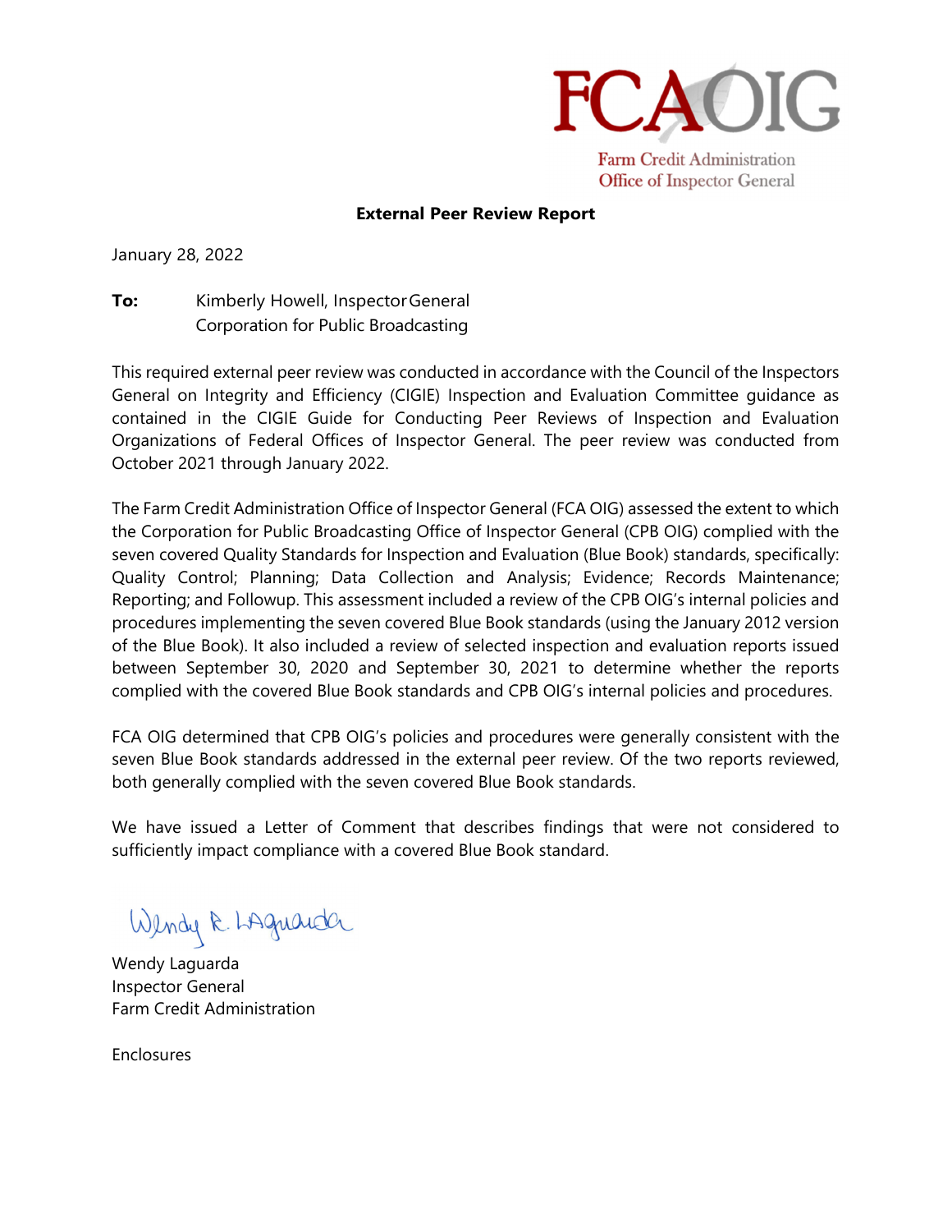FCAOIG

Farm Credit Administration
Office of Inspector General

**External Peer Review Report**

January 28, 2022

**To:** Kimberly Howell, Inspector General
Corporation for Public Broadcasting

This required external peer review was conducted in accordance with the Council of the Inspectors General on Integrity and Efficiency (CIGIE) Inspection and Evaluation Committee guidance as contained in the CIGIE Guide for Conducting Peer Reviews of Inspection and Evaluation Organizations of Federal Offices of Inspector General. The peer review was conducted from October 2021 through January 2022.

The Farm Credit Administration Office of Inspector General (FCA OIG) assessed the extent to which the Corporation for Public Broadcasting Office of Inspector General (CPB OIG) complied with the seven covered Quality Standards for Inspection and Evaluation (Blue Book) standards, specifically: Quality Control; Planning; Data Collection and Analysis; Evidence; Records Maintenance; Reporting; and Followup. This assessment included a review of the CPB OIG's internal policies and procedures implementing the seven covered Blue Book standards (using the January 2012 version of the Blue Book). It also included a review of selected inspection and evaluation reports issued between September 30, 2020 and September 30, 2021 to determine whether the reports complied with the covered Blue Book standards and CPB OIG's internal policies and procedures.

FCA OIG determined that CPB OIG's policies and procedures were generally consistent with the seven Blue Book standards addressed in the external peer review. Of the two reports reviewed, both generally complied with the seven covered Blue Book standards.

We have issued a Letter of Comment that describes findings that were not considered to sufficiently impact compliance with a covered Blue Book standard.

Wendy R. Laguarda

Wendy Laguarda
Inspector General
Farm Credit Administration

Enclosures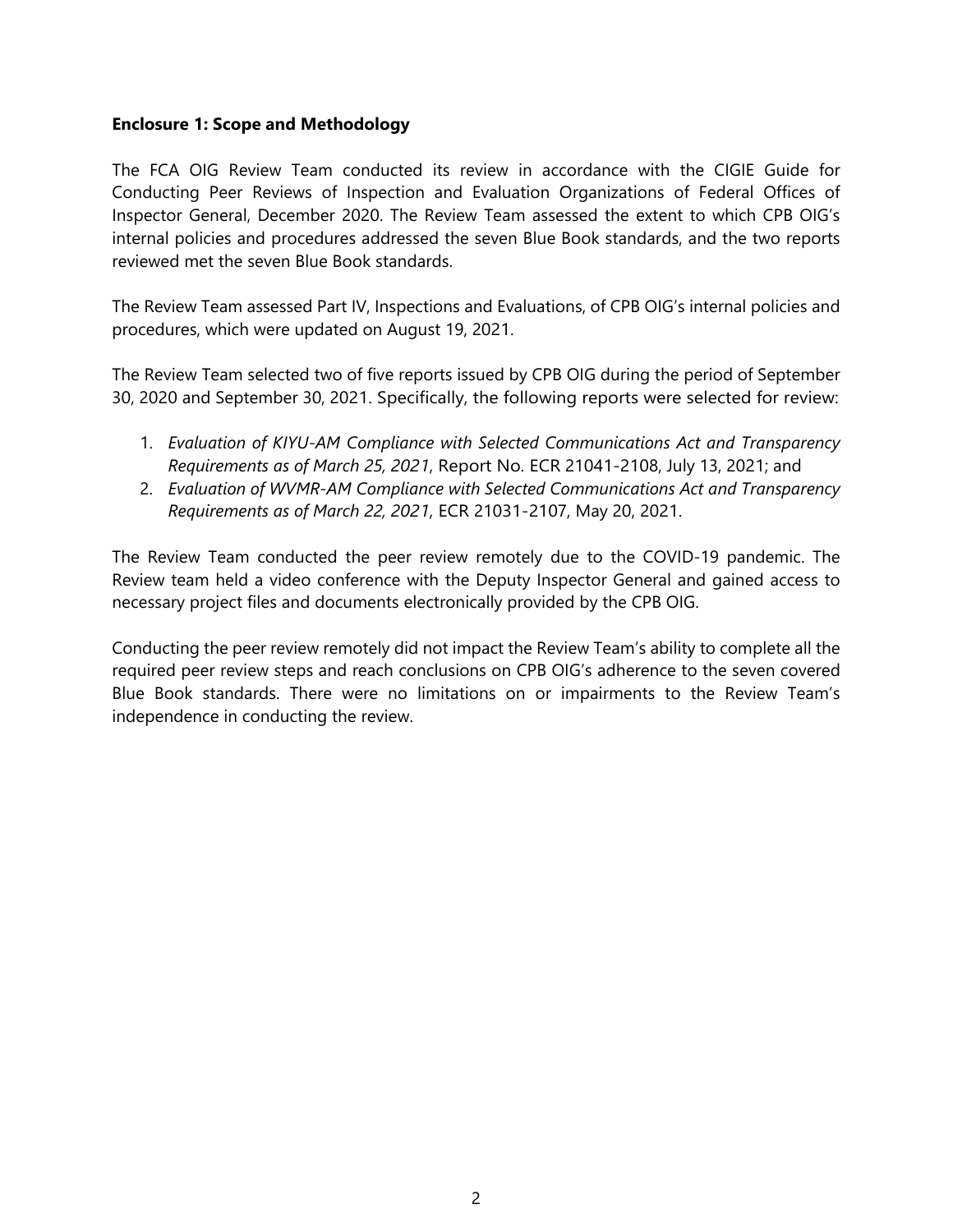**Enclosure 1: Scope and Methodology**

The FCA OIG Review Team conducted its review in accordance with the CIGIE Guide for Conducting Peer Reviews of Inspection and Evaluation Organizations of Federal Offices of Inspector General, December 2020. The Review Team assessed the extent to which CPB OIG's internal policies and procedures addressed the seven Blue Book standards, and the two reports reviewed met the seven Blue Book standards.

The Review Team assessed Part IV, Inspections and Evaluations, of CPB OIG's internal policies and procedures, which were updated on August 19, 2021.

The Review Team selected two of five reports issued by CPB OIG during the period of September 30, 2020 and September 30, 2021. Specifically, the following reports were selected for review:

1. *Evaluation of KIYU-AM Compliance with Selected Communications Act and Transparency Requirements as of March 25, 2021*, Report No. ECR 21041-2108, July 13, 2021; and
2. *Evaluation of WVMR-AM Compliance with Selected Communications Act and Transparency Requirements as of March 22, 2021*, ECR 21031-2107, May 20, 2021.

The Review Team conducted the peer review remotely due to the COVID-19 pandemic. The Review team held a video conference with the Deputy Inspector General and gained access to necessary project files and documents electronically provided by the CPB OIG.

Conducting the peer review remotely did not impact the Review Team's ability to complete all the required peer review steps and reach conclusions on CPB OIG's adherence to the seven covered Blue Book standards. There were no limitations on or impairments to the Review Team's independence in conducting the review.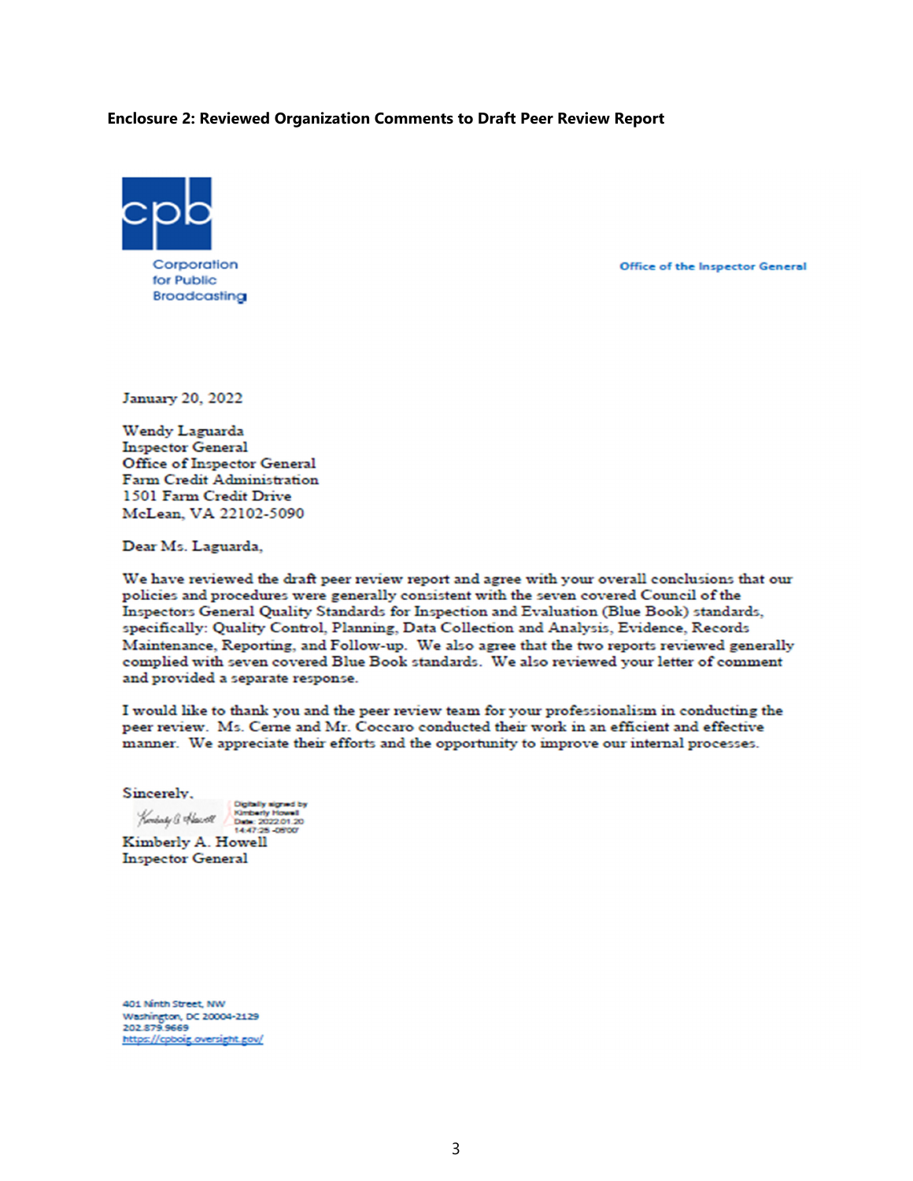**Enclosure 2: Reviewed Organization Comments to Draft Peer Review Report**

cpb

Corporation for Public Broadcasting

Office of the Inspector General

January 20, 2022

Wendy Laguarda
Inspector General
Office of Inspector General
Farm Credit Administration
1501 Farm Credit Drive
McLean, VA 22102-5090

Dear Ms. Laguarda,

We have reviewed the draft peer review report and agree with your overall conclusions that our policies and procedures were generally consistent with the seven covered Council of the Inspectors General Quality Standards for Inspection and Evaluation (Blue Book) standards, specifically: Quality Control, Planning, Data Collection and Analysis, Evidence, Records Maintenance, Reporting, and Follow-up. We also agree that the two reports reviewed generally complied with seven covered Blue Book standards. We also reviewed your letter of comment and provided a separate response.

I would like to thank you and the peer review team for your professionalism in conducting the peer review. Ms. Cerne and Mr. Coccaro conducted their work in an efficient and effective manner. We appreciate their efforts and the opportunity to improve our internal processes.

Sincerely,

Digitally signed by Kimberly Howell
Date: 2022.01.20 14:47:25 -05'00'

Kimberly A. Howell
Inspector General

401 Ninth Street, NW
Washington, DC 20004-2129
202.879.9669
https://cpboig.oversight.gov/